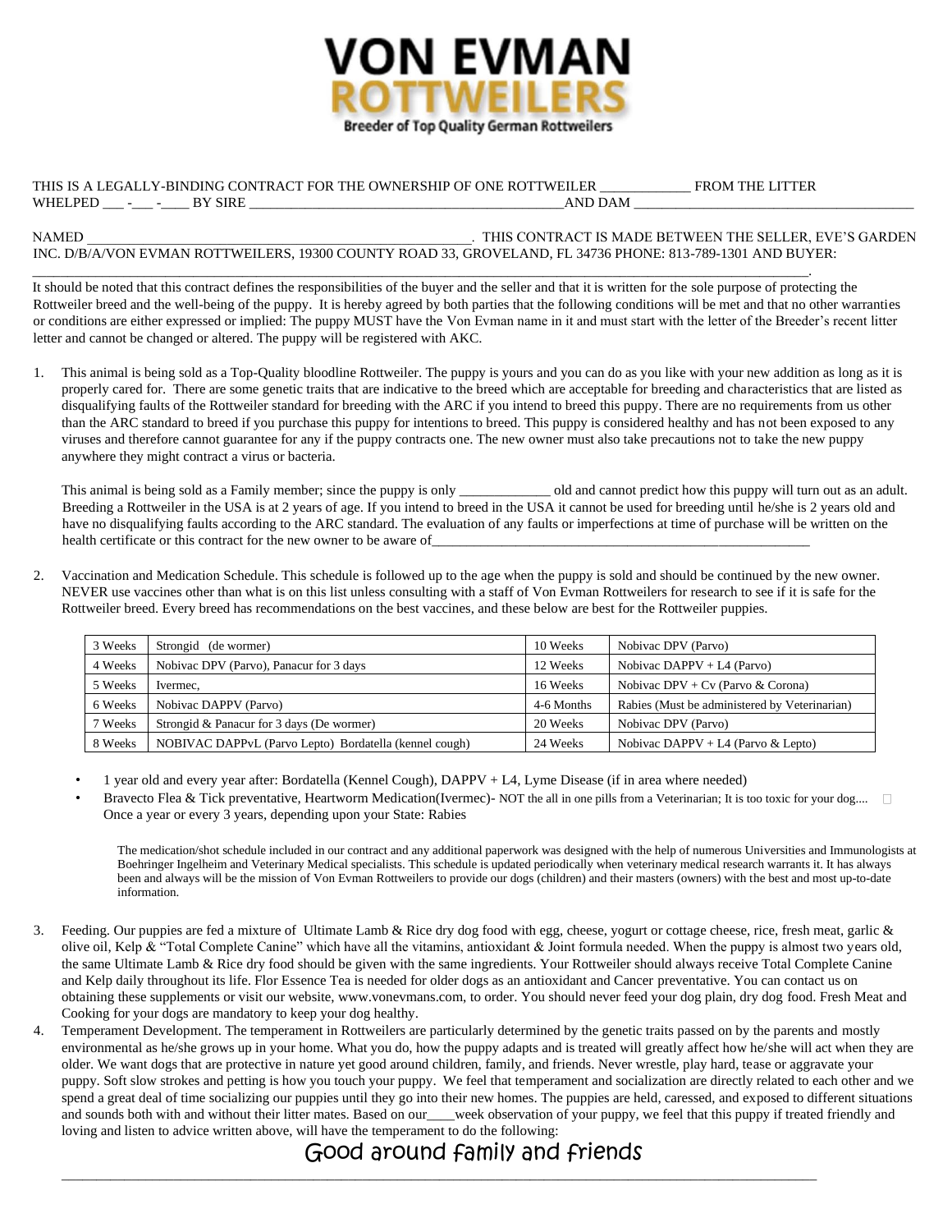# VON EVMAN ROTTWEILERS

**Breeder of Top Quality German Rottweilers**

THIS IS A LEGALLY-BINDING CONTRACT FOR THE OWNERSHIP OF ONE ROTTWEILER _____________ FROM THE LITTER WHELPED ___ -___ -____ BY SIRE ____________________________________________AND DAM ________________________________________

NAMED _______________________________________________________. THIS CONTRACT IS MADE BETWEEN THE SELLER, EVE'S GARDEN INC. D/B/A/VON EVMAN ROTTWEILERS, 19300 COUNTY ROAD 33, GROVELAND, FL 34736 PHONE: 813-789-1301 AND BUYER: ________________________________________________________________________________________________________.

It should be noted that this contract defines the responsibilities of the buyer and the seller and that it is written for the sole purpose of protecting the Rottweiler breed and the well-being of the puppy. It is hereby agreed by both parties that the following conditions will be met and that no other warranties or conditions are either expressed or implied: The puppy MUST have the Von Evman name in it and must start with the letter of the Breeder's recent litter letter and cannot be changed or altered. The puppy will be registered with AKC.

1. This animal is being sold as a Top-Quality bloodline Rottweiler. The puppy is yours and you can do as you like with your new addition as long as it is properly cared for. There are some genetic traits that are indicative to the breed which are acceptable for breeding and characteristics that are listed as disqualifying faults of the Rottweiler standard for breeding with the ARC if you intend to breed this puppy. There are no requirements from us other than the ARC standard to breed if you purchase this puppy for intentions to breed. This puppy is considered healthy and has not been exposed to any viruses and therefore cannot guarantee for any if the puppy contracts one. The new owner must also take precautions not to take the new puppy anywhere they might contract a virus or bacteria.

   This animal is being sold as a Family member; since the puppy is only _____________ old and cannot predict how this puppy will turn out as an adult. Breeding a Rottweiler in the USA is at 2 years of age. If you intend to breed in the USA it cannot be used for breeding until he/she is 2 years old and have no disqualifying faults according to the ARC standard. The evaluation of any faults or imperfections at time of purchase will be written on the health certificate or this contract for the new owner to be aware of________________________________________________________

2. Vaccination and Medication Schedule. This schedule is followed up to the age when the puppy is sold and should be continued by the new owner. NEVER use vaccines other than what is on this list unless consulting with a staff of Von Evman Rottweilers for research to see if it is safe for the Rottweiler breed. Every breed has recommendations on the best vaccines, and these below are best for the Rottweiler puppies.

| | | | |
|---|---|---|---|
| 3 Weeks | Strongid (de wormer) | 10 Weeks | Nobivac DPV (Parvo) |
| 4 Weeks | Nobivac DPV (Parvo), Panacur for 3 days | 12 Weeks | Nobivac DAPPV + L4 (Parvo) |
| 5 Weeks | Ivermec, | 16 Weeks | Nobivac DPV + Cv (Parvo & Corona) |
| 6 Weeks | Nobivac DAPPV (Parvo) | 4-6 Months | Rabies (Must be administered by Veterinarian) |
| 7 Weeks | Strongid & Panacur for 3 days (De wormer) | 20 Weeks | Nobivac DPV (Parvo) |
| 8 Weeks | NOBIVAC DAPPvL (Parvo Lepto) Bordatella (kennel cough) | 24 Weeks | Nobivac DAPPV + L4 (Parvo & Lepto) |

- 1 year old and every year after: Bordatella (Kennel Cough), DAPPV + L4, Lyme Disease (if in area where needed)
- Bravecto Flea & Tick preventative, Heartworm Medication(Ivermec)- NOT the all in one pills from a Veterinarian; It is too toxic for your dog.... Once a year or every 3 years, depending upon your State: Rabies

The medication/shot schedule included in our contract and any additional paperwork was designed with the help of numerous Universities and Immunologists at Boehringer Ingelheim and Veterinary Medical specialists. This schedule is updated periodically when veterinary medical research warrants it. It has always been and always will be the mission of Von Evman Rottweilers to provide our dogs (children) and their masters (owners) with the best and most up-to-date information.

3. Feeding. Our puppies are fed a mixture of Ultimate Lamb & Rice dry dog food with egg, cheese, yogurt or cottage cheese, rice, fresh meat, garlic & olive oil, Kelp & "Total Complete Canine" which have all the vitamins, antioxidant & Joint formula needed. When the puppy is almost two years old, the same Ultimate Lamb & Rice dry food should be given with the same ingredients. Your Rottweiler should always receive Total Complete Canine and Kelp daily throughout its life. Flor Essence Tea is needed for older dogs as an antioxidant and Cancer preventative. You can contact us on obtaining these supplements or visit our website, www.vonevmans.com, to order. You should never feed your dog plain, dry dog food. Fresh Meat and Cooking for your dogs are mandatory to keep your dog healthy.

4. Temperament Development. The temperament in Rottweilers are particularly determined by the genetic traits passed on by the parents and mostly environmental as he/she grows up in your home. What you do, how the puppy adapts and is treated will greatly affect how he/she will act when they are older. We want dogs that are protective in nature yet good around children, family, and friends. Never wrestle, play hard, tease or aggravate your puppy. Soft slow strokes and petting is how you touch your puppy. We feel that temperament and socialization are directly related to each other and we spend a great deal of time socializing our puppies until they go into their new homes. The puppies are held, caressed, and exposed to different situations and sounds both with and without their litter mates. Based on our____week observation of your puppy, we feel that this puppy if treated friendly and loving and listen to advice written above, will have the temperament to do the following:

   Good around family and friends
   ____________________________________________________________________________________________________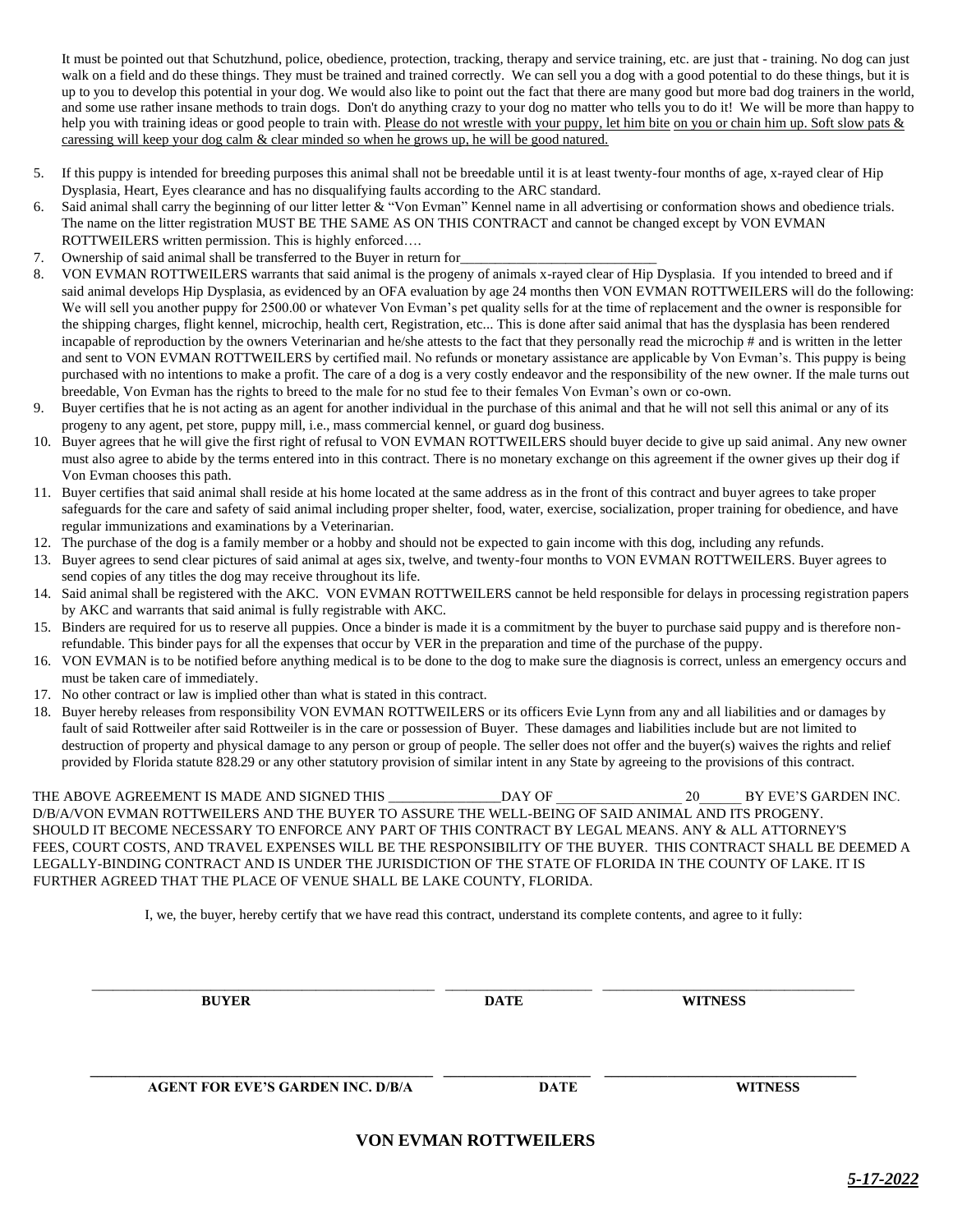It must be pointed out that Schutzhund, police, obedience, protection, tracking, therapy and service training, etc. are just that - training. No dog can just walk on a field and do these things. They must be trained and trained correctly. We can sell you a dog with a good potential to do these things, but it is up to you to develop this potential in your dog. We would also like to point out the fact that there are many good but more bad dog trainers in the world, and some use rather insane methods to train dogs. Don't do anything crazy to your dog no matter who tells you to do it! We will be more than happy to help you with training ideas or good people to train with. <u>Please do not wrestle with your puppy, let him bite on you or chain him up. Soft slow pats & caressing will keep your dog calm & clear minded so when he grows up, he will be good natured.</u>

5. If this puppy is intended for breeding purposes this animal shall not be breedable until it is at least twenty-four months of age, x-rayed clear of Hip Dysplasia, Heart, Eyes clearance and has no disqualifying faults according to the ARC standard.
6. Said animal shall carry the beginning of our litter letter & "Von Evman" Kennel name in all advertising or conformation shows and obedience trials. The name on the litter registration MUST BE THE SAME AS ON THIS CONTRACT and cannot be changed except by VON EVMAN ROTTWEILERS written permission. This is highly enforced….
7. Ownership of said animal shall be transferred to the Buyer in return for____________________________
8. VON EVMAN ROTTWEILERS warrants that said animal is the progeny of animals x-rayed clear of Hip Dysplasia. If you intended to breed and if said animal develops Hip Dysplasia, as evidenced by an OFA evaluation by age 24 months then VON EVMAN ROTTWEILERS will do the following: We will sell you another puppy for 2500.00 or whatever Von Evman's pet quality sells for at the time of replacement and the owner is responsible for the shipping charges, flight kennel, microchip, health cert, Registration, etc... This is done after said animal that has the dysplasia has been rendered incapable of reproduction by the owners Veterinarian and he/she attests to the fact that they personally read the microchip # and is written in the letter and sent to VON EVMAN ROTTWEILERS by certified mail. No refunds or monetary assistance are applicable by Von Evman's. This puppy is being purchased with no intentions to make a profit. The care of a dog is a very costly endeavor and the responsibility of the new owner. If the male turns out breedable, Von Evman has the rights to breed to the male for no stud fee to their females Von Evman's own or co-own.
9. Buyer certifies that he is not acting as an agent for another individual in the purchase of this animal and that he will not sell this animal or any of its progeny to any agent, pet store, puppy mill, i.e., mass commercial kennel, or guard dog business.
10. Buyer agrees that he will give the first right of refusal to VON EVMAN ROTTWEILERS should buyer decide to give up said animal. Any new owner must also agree to abide by the terms entered into in this contract. There is no monetary exchange on this agreement if the owner gives up their dog if Von Evman chooses this path.
11. Buyer certifies that said animal shall reside at his home located at the same address as in the front of this contract and buyer agrees to take proper safeguards for the care and safety of said animal including proper shelter, food, water, exercise, socialization, proper training for obedience, and have regular immunizations and examinations by a Veterinarian.
12. The purchase of the dog is a family member or a hobby and should not be expected to gain income with this dog, including any refunds.
13. Buyer agrees to send clear pictures of said animal at ages six, twelve, and twenty-four months to VON EVMAN ROTTWEILERS. Buyer agrees to send copies of any titles the dog may receive throughout its life.
14. Said animal shall be registered with the AKC. VON EVMAN ROTTWEILERS cannot be held responsible for delays in processing registration papers by AKC and warrants that said animal is fully registrable with AKC.
15. Binders are required for us to reserve all puppies. Once a binder is made it is a commitment by the buyer to purchase said puppy and is therefore non-refundable. This binder pays for all the expenses that occur by VER in the preparation and time of the purchase of the puppy.
16. VON EVMAN is to be notified before anything medical is to be done to the dog to make sure the diagnosis is correct, unless an emergency occurs and must be taken care of immediately.
17. No other contract or law is implied other than what is stated in this contract.
18. Buyer hereby releases from responsibility VON EVMAN ROTTWEILERS or its officers Evie Lynn from any and all liabilities and or damages by fault of said Rottweiler after said Rottweiler is in the care or possession of Buyer. These damages and liabilities include but are not limited to destruction of property and physical damage to any person or group of people. The seller does not offer and the buyer(s) waives the rights and relief provided by Florida statute 828.29 or any other statutory provision of similar intent in any State by agreeing to the provisions of this contract.

THE ABOVE AGREEMENT IS MADE AND SIGNED THIS _______________DAY OF _________________ 20______ BY EVE'S GARDEN INC. D/B/A/VON EVMAN ROTTWEILERS AND THE BUYER TO ASSURE THE WELL-BEING OF SAID ANIMAL AND ITS PROGENY. SHOULD IT BECOME NECESSARY TO ENFORCE ANY PART OF THIS CONTRACT BY LEGAL MEANS. ANY & ALL ATTORNEY'S FEES, COURT COSTS, AND TRAVEL EXPENSES WILL BE THE RESPONSIBILITY OF THE BUYER. THIS CONTRACT SHALL BE DEEMED A LEGALLY-BINDING CONTRACT AND IS UNDER THE JURISDICTION OF THE STATE OF FLORIDA IN THE COUNTY OF LAKE. IT IS FURTHER AGREED THAT THE PLACE OF VENUE SHALL BE LAKE COUNTY, FLORIDA.

I, we, the buyer, hereby certify that we have read this contract, understand its complete contents, and agree to it fully:

_________________________________________ _________________ ___________________________

**BUYER** **DATE** **WITNESS**

_________________________________________ _________________ ___________________________

**AGENT FOR EVE'S GARDEN INC. D/B/A** **DATE** **WITNESS**

**VON EVMAN ROTTWEILERS**

***5-17-2022***